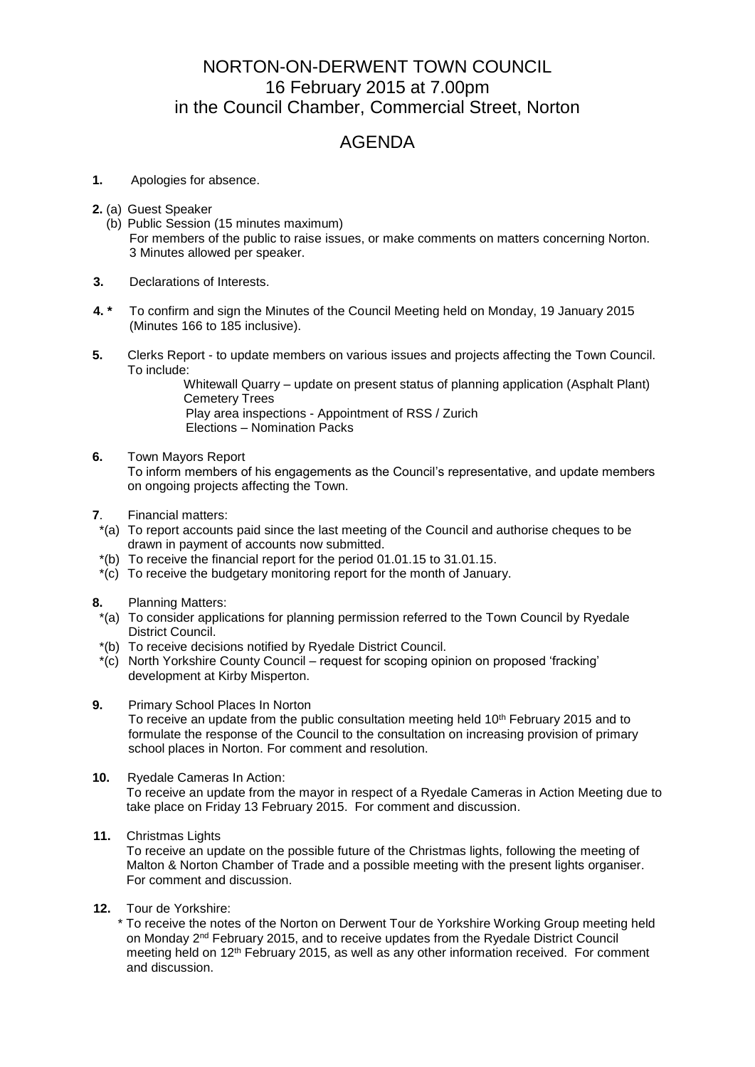# NORTON-ON-DERWENT TOWN COUNCIL
## 16 February 2015 at 7.00pm
## in the Council Chamber, Commercial Street, Norton

# AGENDA

**1.** Apologies for absence.

**2.** (a) Guest Speaker

(b) Public Session (15 minutes maximum)
For members of the public to raise issues, or make comments on matters concerning Norton. 3 Minutes allowed per speaker.

**3.** Declarations of Interests.

**4. *** To confirm and sign the Minutes of the Council Meeting held on Monday, 19 January 2015 (Minutes 166 to 185 inclusive).

**5.** Clerks Report - to update members on various issues and projects affecting the Town Council. To include:

Whitewall Quarry – update on present status of planning application (Asphalt Plant)
Cemetery Trees
Play area inspections - Appointment of RSS / Zurich
Elections – Nomination Packs

**6.** Town Mayors Report
To inform members of his engagements as the Council's representative, and update members on ongoing projects affecting the Town.

**7**. Financial matters:

*(a) To report accounts paid since the last meeting of the Council and authorise cheques to be drawn in payment of accounts now submitted.
*(b) To receive the financial report for the period 01.01.15 to 31.01.15.
*(c) To receive the budgetary monitoring report for the month of January.

**8.** Planning Matters:

*(a) To consider applications for planning permission referred to the Town Council by Ryedale District Council.
*(b) To receive decisions notified by Ryedale District Council.
*(c) North Yorkshire County Council – request for scoping opinion on proposed 'fracking' development at Kirby Misperton.

**9.** Primary School Places In Norton
To receive an update from the public consultation meeting held 10th February 2015 and to formulate the response of the Council to the consultation on increasing provision of primary school places in Norton. For comment and resolution.

**10.** Ryedale Cameras In Action:
To receive an update from the mayor in respect of a Ryedale Cameras in Action Meeting due to take place on Friday 13 February 2015. For comment and discussion.

**11.** Christmas Lights
To receive an update on the possible future of the Christmas lights, following the meeting of Malton & Norton Chamber of Trade and a possible meeting with the present lights organiser. For comment and discussion.

**12.** Tour de Yorkshire:
* To receive the notes of the Norton on Derwent Tour de Yorkshire Working Group meeting held on Monday 2nd February 2015, and to receive updates from the Ryedale District Council meeting held on 12th February 2015, as well as any other information received. For comment and discussion.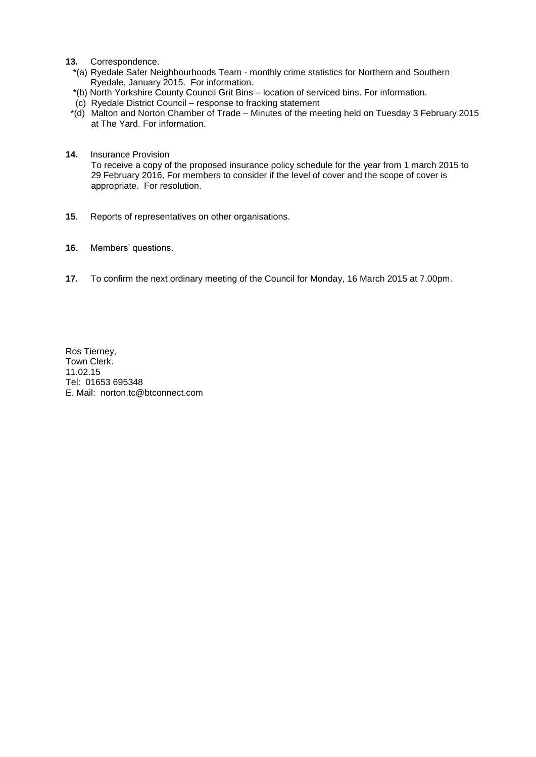**13.** Correspondence.

*(a) Ryedale Safer Neighbourhoods Team - monthly crime statistics for Northern and Southern Ryedale, January 2015. For information.

*(b) North Yorkshire County Council Grit Bins – location of serviced bins. For information.

(c) Ryedale District Council – response to fracking statement

*(d) Malton and Norton Chamber of Trade – Minutes of the meeting held on Tuesday 3 February 2015 at The Yard. For information.

**14.** Insurance Provision

To receive a copy of the proposed insurance policy schedule for the year from 1 march 2015 to 29 February 2016, For members to consider if the level of cover and the scope of cover is appropriate. For resolution.

**15**. Reports of representatives on other organisations.

**16**. Members' questions.

**17.** To confirm the next ordinary meeting of the Council for Monday, 16 March 2015 at 7.00pm.

Ros Tierney,
Town Clerk.
11.02.15
Tel: 01653 695348
E. Mail: norton.tc@btconnect.com